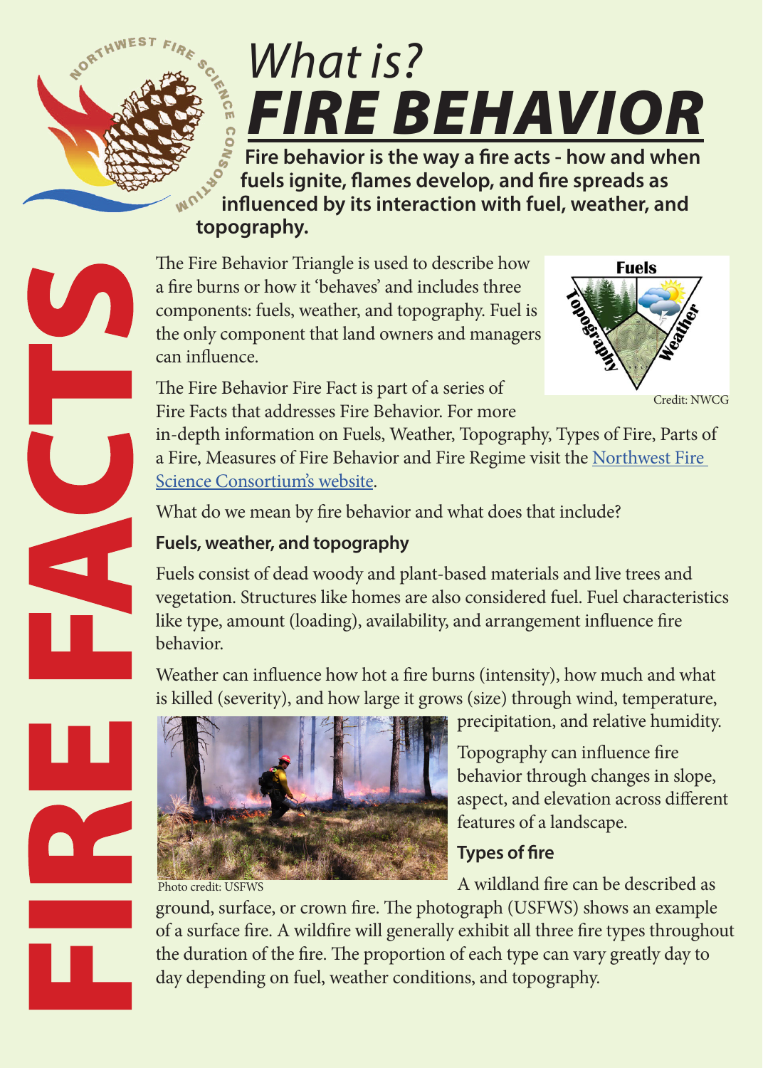# *What is?* FIRE BEHAVIOR

**Fire behavior is the way a fire acts - how and when fuels ignite, flames develop, and fire spreads as influenced by its interaction with fuel, weather, and topography.**

The Fire Behavior Triangle is used to describe how a fire burns or how it 'behaves' and includes three components: fuels, weather, and topography. Fuel is the only component that land owners and managers can influence.

Credit: NWCG

The Fire Behavior Fire Fact is part of a series of Fire Facts that addresses Fire Behavior. For more in-depth information on Fuels, Weather, Topography, Types of Fire, Parts of a Fire, Measures of Fire Behavior and Fire Regime visit the [Northwest Fire Science Consortium's website](#).

What do we mean by fire behavior and what does that include?

### Fuels, weather, and topography

Fuels consist of dead woody and plant-based materials and live trees and vegetation. Structures like homes are also considered fuel. Fuel characteristics like type, amount (loading), availability, and arrangement influence fire behavior.

Weather can influence how hot a fire burns (intensity), how much and what is killed (severity), and how large it grows (size) through wind, temperature, precipitation, and relative humidity.

Topography can influence fire behavior through changes in slope, aspect, and elevation across different features of a landscape.

Photo credit: USFWS

### Types of fire

A wildland fire can be described as ground, surface, or crown fire. The photograph (USFWS) shows an example of a surface fire. A wildfire will generally exhibit all three fire types throughout the duration of the fire. The proportion of each type can vary greatly day to day depending on fuel, weather conditions, and topography.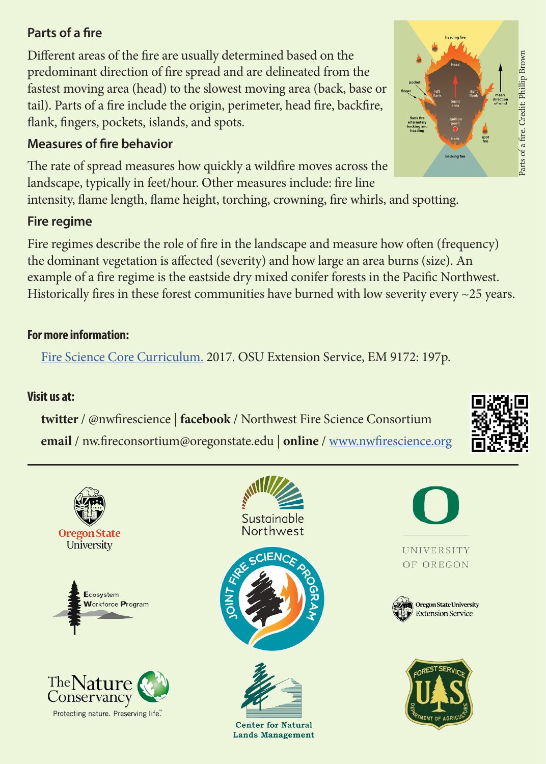## Parts of a fire

Different areas of the fire are usually determined based on the predominant direction of fire spread and are delineated from the fastest moving area (head) to the slowest moving area (back, base or tail). Parts of a fire include the origin, perimeter, head fire, backfire, flank, fingers, pockets, islands, and spots.

heading fire
head
pocket
finger
left flank
right flank
burnt area
mean direction of wind
flank fire alternately backing and heading
ignition point
back
spot fire
backing fire

Parts of a fire. Credit: Phillip Brown

## Measures of fire behavior

The rate of spread measures how quickly a wildfire moves across the landscape, typically in feet/hour. Other measures include: fire line intensity, flame length, flame height, torching, crowning, fire whirls, and spotting.

## Fire regime

Fire regimes describe the role of fire in the landscape and measure how often (frequency) the dominant vegetation is affected (severity) and how large an area burns (size). An example of a fire regime is the eastside dry mixed conifer forests in the Pacific Northwest. Historically fires in these forest communities have burned with low severity every ~25 years.

### For more information:

Fire Science Core Curriculum. 2017. OSU Extension Service, EM 9172: 197p.

### Visit us at:

**twitter** / @nwfirescience | **facebook** / Northwest Fire Science Consortium

**email** / nw.fireconsortium@oregonstate.edu | **online** / www.nwfirescience.org

Oregon State University

Sustainable Northwest

University of Oregon

Ecosystem Workforce Program

Joint Fire Science Program

Oregon State University Extension Service

The Nature Conservancy — Protecting nature. Preserving life.™

Center for Natural Lands Management

Forest Service — U.S. Department of Agriculture